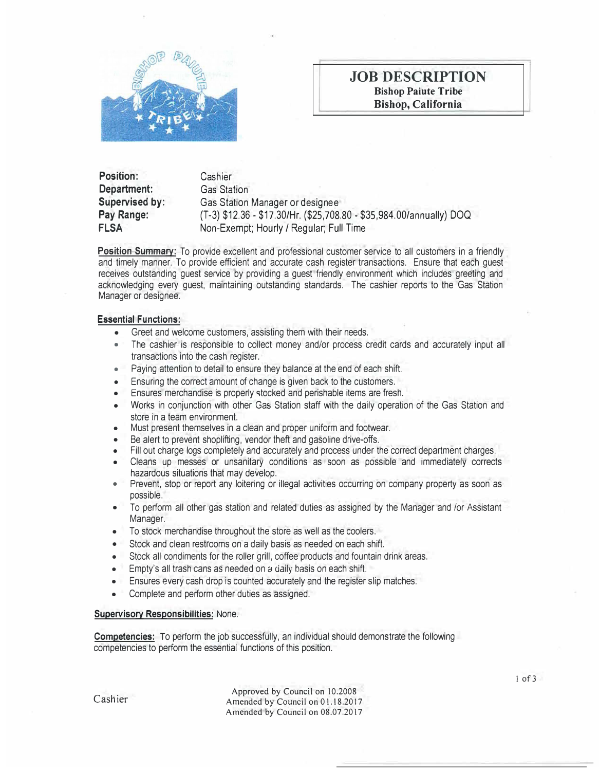# JOB DESCRIPTION

**Bishop Paiute Tribe**
**Bishop, California**

| | |
|---|---|
| **Position:** | Cashier |
| **Department:** | Gas Station |
| **Supervised by:** | Gas Station Manager or designee |
| **Pay Range:** | (T-3) $12.36 - $17.30/Hr. ($25,708.80 - $35,984.00/annually) DOQ |
| **FLSA** | Non-Exempt; Hourly / Regular; Full Time |

**Position Summary:** To provide excellent and professional customer service to all customers in a friendly and timely manner. To provide efficient and accurate cash register transactions. Ensure that each guest receives outstanding guest service by providing a guest friendly environment which includes greeting and acknowledging every guest, maintaining outstanding standards. The cashier reports to the Gas Station Manager or designee.

**Essential Functions:**

- Greet and welcome customers, assisting them with their needs.
- The cashier is responsible to collect money and/or process credit cards and accurately input all transactions into the cash register.
- Paying attention to detail to ensure they balance at the end of each shift.
- Ensuring the correct amount of change is given back to the customers.
- Ensures merchandise is properly stocked and perishable items are fresh.
- Works in conjunction with other Gas Station staff with the daily operation of the Gas Station and store in a team environment.
- Must present themselves in a clean and proper uniform and footwear.
- Be alert to prevent shoplifting, vendor theft and gasoline drive-offs.
- Fill out charge logs completely and accurately and process under the correct department charges.
- Cleans up messes or unsanitary conditions as soon as possible and immediately corrects hazardous situations that may develop.
- Prevent, stop or report any loitering or illegal activities occurring on company property as soon as possible.
- To perform all other gas station and related duties as assigned by the Manager and /or Assistant Manager.
- To stock merchandise throughout the store as well as the coolers.
- Stock and clean restrooms on a daily basis as needed on each shift.
- Stock all condiments for the roller grill, coffee products and fountain drink areas.
- Empty's all trash cans as needed on a daily basis on each shift.
- Ensures every cash drop is counted accurately and the register slip matches.
- Complete and perform other duties as assigned.

**Supervisory Responsibilities:** None.

**Competencies:** To perform the job successfully, an individual should demonstrate the following competencies to perform the essential functions of this position.

Approved by Council on 10.2008
Amended by Council on 01.18.2017
Amended by Council on 08.07.2017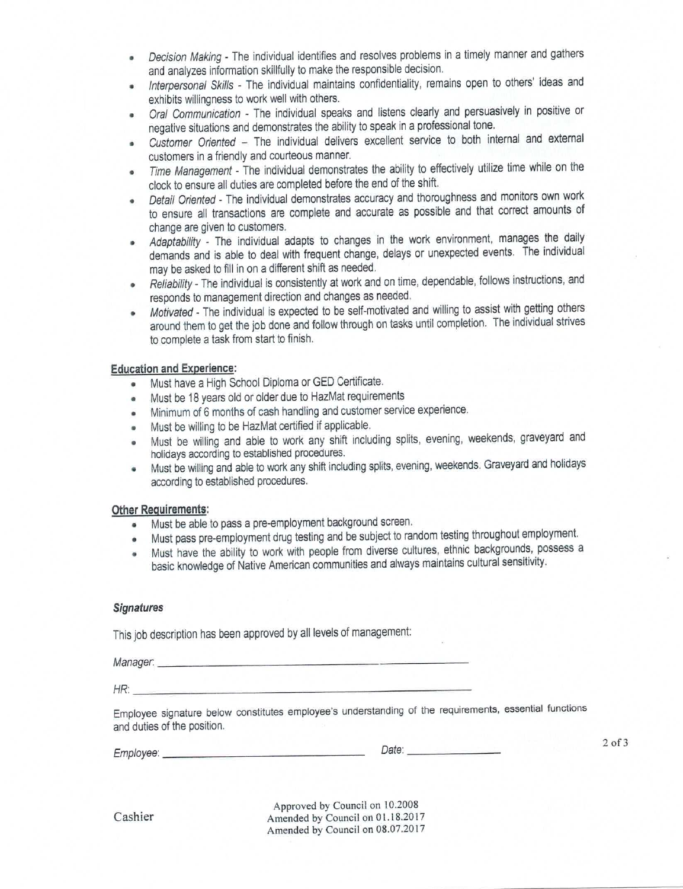- *Decision Making* - The individual identifies and resolves problems in a timely manner and gathers and analyzes information skillfully to make the responsible decision.
- *Interpersonal Skills* - The individual maintains confidentiality, remains open to others' ideas and exhibits willingness to work well with others.
- *Oral Communication* - The individual speaks and listens clearly and persuasively in positive or negative situations and demonstrates the ability to speak in a professional tone.
- *Customer Oriented* – The individual delivers excellent service to both internal and external customers in a friendly and courteous manner.
- *Time Management* - The individual demonstrates the ability to effectively utilize time while on the clock to ensure all duties are completed before the end of the shift.
- *Detail Oriented* - The individual demonstrates accuracy and thoroughness and monitors own work to ensure all transactions are complete and accurate as possible and that correct amounts of change are given to customers.
- *Adaptability* - The individual adapts to changes in the work environment, manages the daily demands and is able to deal with frequent change, delays or unexpected events. The individual may be asked to fill in on a different shift as needed.
- *Reliability* - The individual is consistently at work and on time, dependable, follows instructions, and responds to management direction and changes as needed.
- *Motivated* - The individual is expected to be self-motivated and willing to assist with getting others around them to get the job done and follow through on tasks until completion. The individual strives to complete a task from start to finish.

**Education and Experience:**

- Must have a High School Diploma or GED Certificate.
- Must be 18 years old or older due to HazMat requirements
- Minimum of 6 months of cash handling and customer service experience.
- Must be willing to be HazMat certified if applicable.
- Must be willing and able to work any shift including splits, evening, weekends, graveyard and holidays according to established procedures.
- Must be willing and able to work any shift including splits, evening, weekends. Graveyard and holidays according to established procedures.

**Other Requirements:**

- Must be able to pass a pre-employment background screen.
- Must pass pre-employment drug testing and be subject to random testing throughout employment.
- Must have the ability to work with people from diverse cultures, ethnic backgrounds, possess a basic knowledge of Native American communities and always maintains cultural sensitivity.

***Signatures***

This job description has been approved by all levels of management:

*Manager:* ______________________________

*HR:* ______________________________

Employee signature below constitutes employee's understanding of the requirements, essential functions and duties of the position.

*Employee:* ______________________________ *Date:* ______________

Cashier

Approved by Council on 10.2008
Amended by Council on 01.18.2017
Amended by Council on 08.07.2017